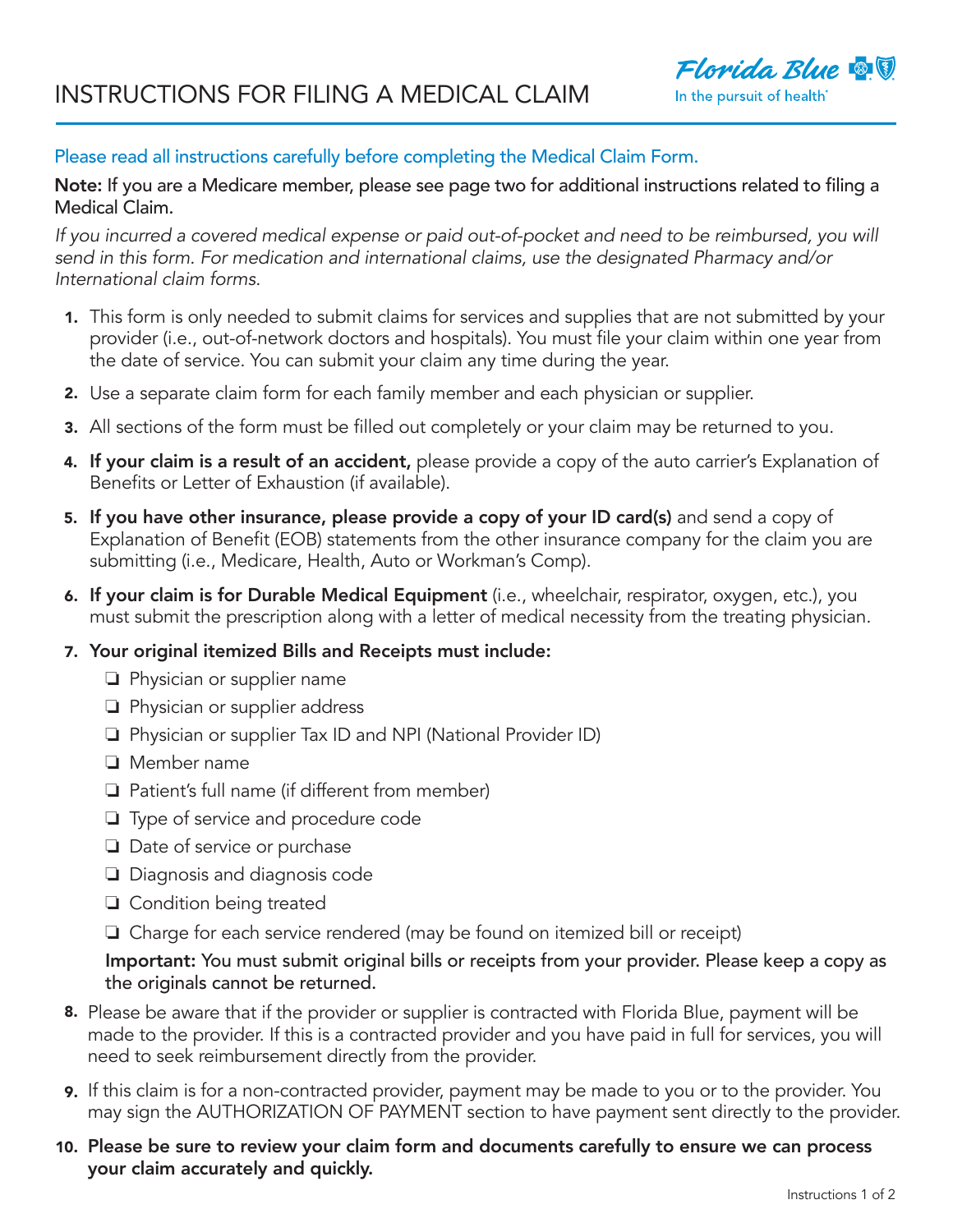# INSTRUCTIONS FOR FILING A MEDICAL CLAIM

Florida Blue
In the pursuit of health®

Please read all instructions carefully before completing the Medical Claim Form.

**Note:** If you are a Medicare member, please see page two for additional instructions related to filing a Medical Claim.

*If you incurred a covered medical expense or paid out-of-pocket and need to be reimbursed, you will send in this form. For medication and international claims, use the designated Pharmacy and/or International claim forms.*

1. This form is only needed to submit claims for services and supplies that are not submitted by your provider (i.e., out-of-network doctors and hospitals). You must file your claim within one year from the date of service. You can submit your claim any time during the year.
2. Use a separate claim form for each family member and each physician or supplier.
3. All sections of the form must be filled out completely or your claim may be returned to you.
4. **If your claim is a result of an accident,** please provide a copy of the auto carrier's Explanation of Benefits or Letter of Exhaustion (if available).
5. **If you have other insurance, please provide a copy of your ID card(s)** and send a copy of Explanation of Benefit (EOB) statements from the other insurance company for the claim you are submitting (i.e., Medicare, Health, Auto or Workman's Comp).
6. **If your claim is for Durable Medical Equipment** (i.e., wheelchair, respirator, oxygen, etc.), you must submit the prescription along with a letter of medical necessity from the treating physician.
7. **Your original itemized Bills and Receipts must include:**
   - ❏ Physician or supplier name
   - ❏ Physician or supplier address
   - ❏ Physician or supplier Tax ID and NPI (National Provider ID)
   - ❏ Member name
   - ❏ Patient's full name (if different from member)
   - ❏ Type of service and procedure code
   - ❏ Date of service or purchase
   - ❏ Diagnosis and diagnosis code
   - ❏ Condition being treated
   - ❏ Charge for each service rendered (may be found on itemized bill or receipt)

   **Important:** You must submit original bills or receipts from your provider. Please keep a copy as the originals cannot be returned.
8. Please be aware that if the provider or supplier is contracted with Florida Blue, payment will be made to the provider. If this is a contracted provider and you have paid in full for services, you will need to seek reimbursement directly from the provider.
9. If this claim is for a non-contracted provider, payment may be made to you or to the provider. You may sign the AUTHORIZATION OF PAYMENT section to have payment sent directly to the provider.
10. **Please be sure to review your claim form and documents carefully to ensure we can process your claim accurately and quickly.**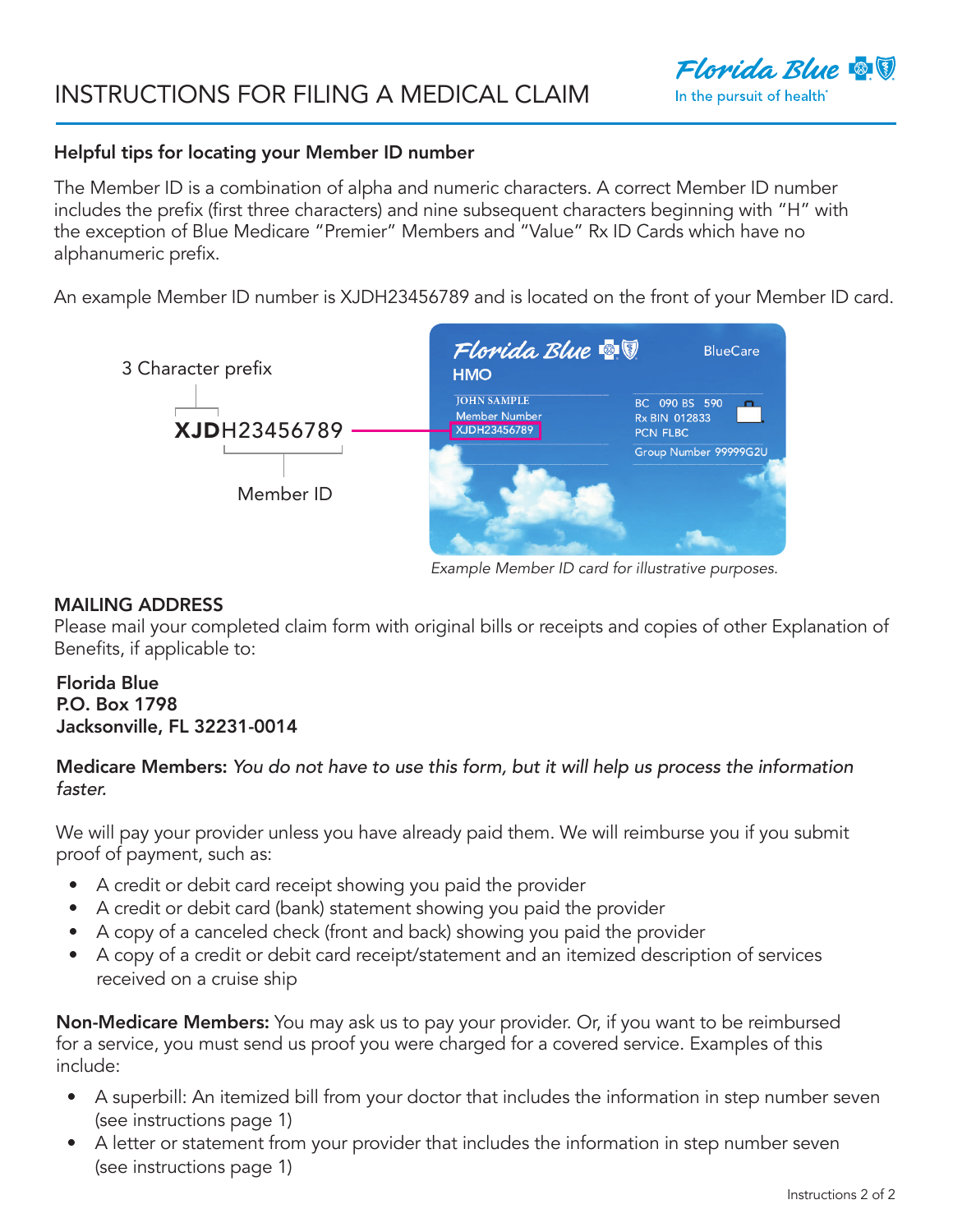# INSTRUCTIONS FOR FILING A MEDICAL CLAIM

### Helpful tips for locating your Member ID number

The Member ID is a combination of alpha and numeric characters. A correct Member ID number includes the prefix (first three characters) and nine subsequent characters beginning with "H" with the exception of Blue Medicare "Premier" Members and "Value" Rx ID Cards which have no alphanumeric prefix.

An example Member ID number is XJDH23456789 and is located on the front of your Member ID card.

3 Character prefix

**XJD**H23456789

Member ID

*Example Member ID card for illustrative purposes.*

### MAILING ADDRESS

Please mail your completed claim form with original bills or receipts and copies of other Explanation of Benefits, if applicable to:

**Florida Blue**
**P.O. Box 1798**
**Jacksonville, FL 32231-0014**

**Medicare Members:** *You do not have to use this form, but it will help us process the information faster.*

We will pay your provider unless you have already paid them. We will reimburse you if you submit proof of payment, such as:

- A credit or debit card receipt showing you paid the provider
- A credit or debit card (bank) statement showing you paid the provider
- A copy of a canceled check (front and back) showing you paid the provider
- A copy of a credit or debit card receipt/statement and an itemized description of services received on a cruise ship

**Non-Medicare Members:** You may ask us to pay your provider. Or, if you want to be reimbursed for a service, you must send us proof you were charged for a covered service. Examples of this include:

- A superbill: An itemized bill from your doctor that includes the information in step number seven (see instructions page 1)
- A letter or statement from your provider that includes the information in step number seven (see instructions page 1)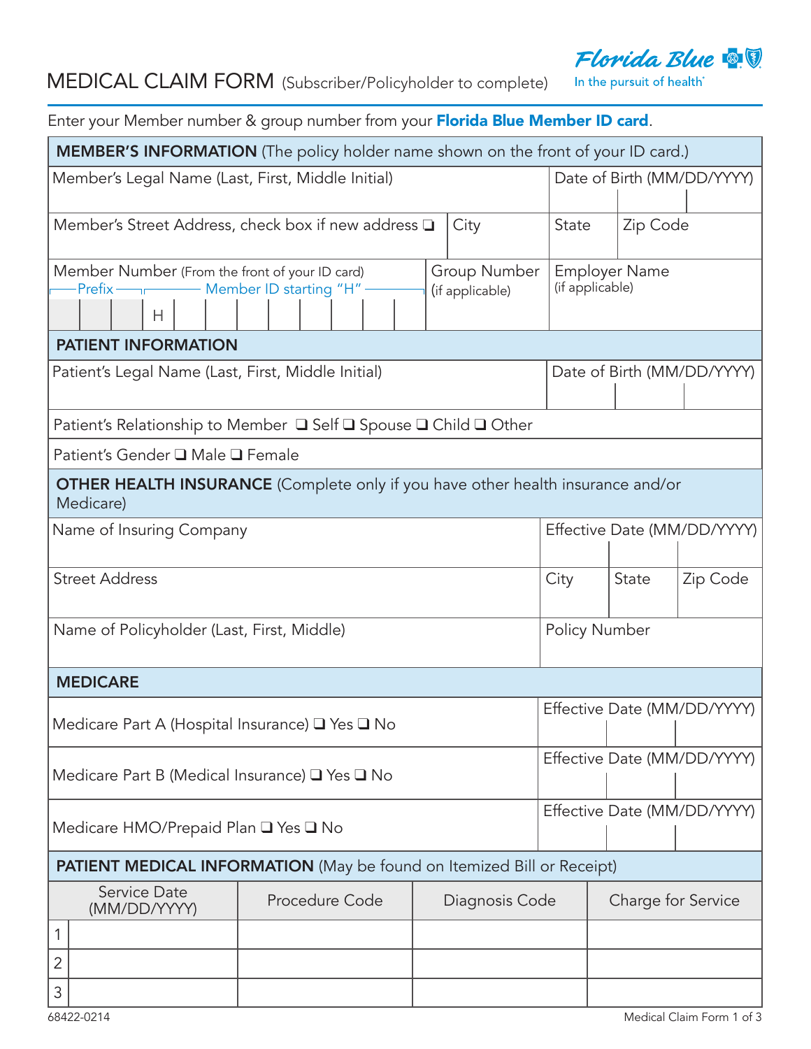# MEDICAL CLAIM FORM (Subscriber/Policyholder to complete)

Florida Blue — In the pursuit of health®

Enter your Member number & group number from your **Florida Blue Member ID card**.

| **MEMBER'S INFORMATION** (The policy holder name shown on the front of your ID card.) | | | |
|---|---|---|---|
| Member's Legal Name (Last, First, Middle Initial) | | Date of Birth (MM/DD/YYYY) | |
| Member's Street Address, check box if new address ❑ | City | State | Zip Code |
| Member Number (From the front of your ID card) Prefix / Member ID starting "H" — H | Group Number (if applicable) | Employer Name (if applicable) | |

| **PATIENT INFORMATION** | |
|---|---|
| Patient's Legal Name (Last, First, Middle Initial) | Date of Birth (MM/DD/YYYY) |
| Patient's Relationship to Member ❑ Self ❑ Spouse ❑ Child ❑ Other | |
| Patient's Gender ❑ Male ❑ Female | |

| **OTHER HEALTH INSURANCE** (Complete only if you have other health insurance and/or Medicare) | | | |
|---|---|---|---|
| Name of Insuring Company | Effective Date (MM/DD/YYYY) | | |
| Street Address | City | State | Zip Code |
| Name of Policyholder (Last, First, Middle) | Policy Number | | |

| **MEDICARE** | |
|---|---|
| Medicare Part A (Hospital Insurance) ❑ Yes ❑ No | Effective Date (MM/DD/YYYY) |
| Medicare Part B (Medical Insurance) ❑ Yes ❑ No | Effective Date (MM/DD/YYYY) |
| Medicare HMO/Prepaid Plan ❑ Yes ❑ No | Effective Date (MM/DD/YYYY) |

**PATIENT MEDICAL INFORMATION** (May be found on Itemized Bill or Receipt)

| | Service Date (MM/DD/YYYY) | Procedure Code | Diagnosis Code | Charge for Service |
|---|---|---|---|---|
| 1 | | | | |
| 2 | | | | |
| 3 | | | | |

68422-0214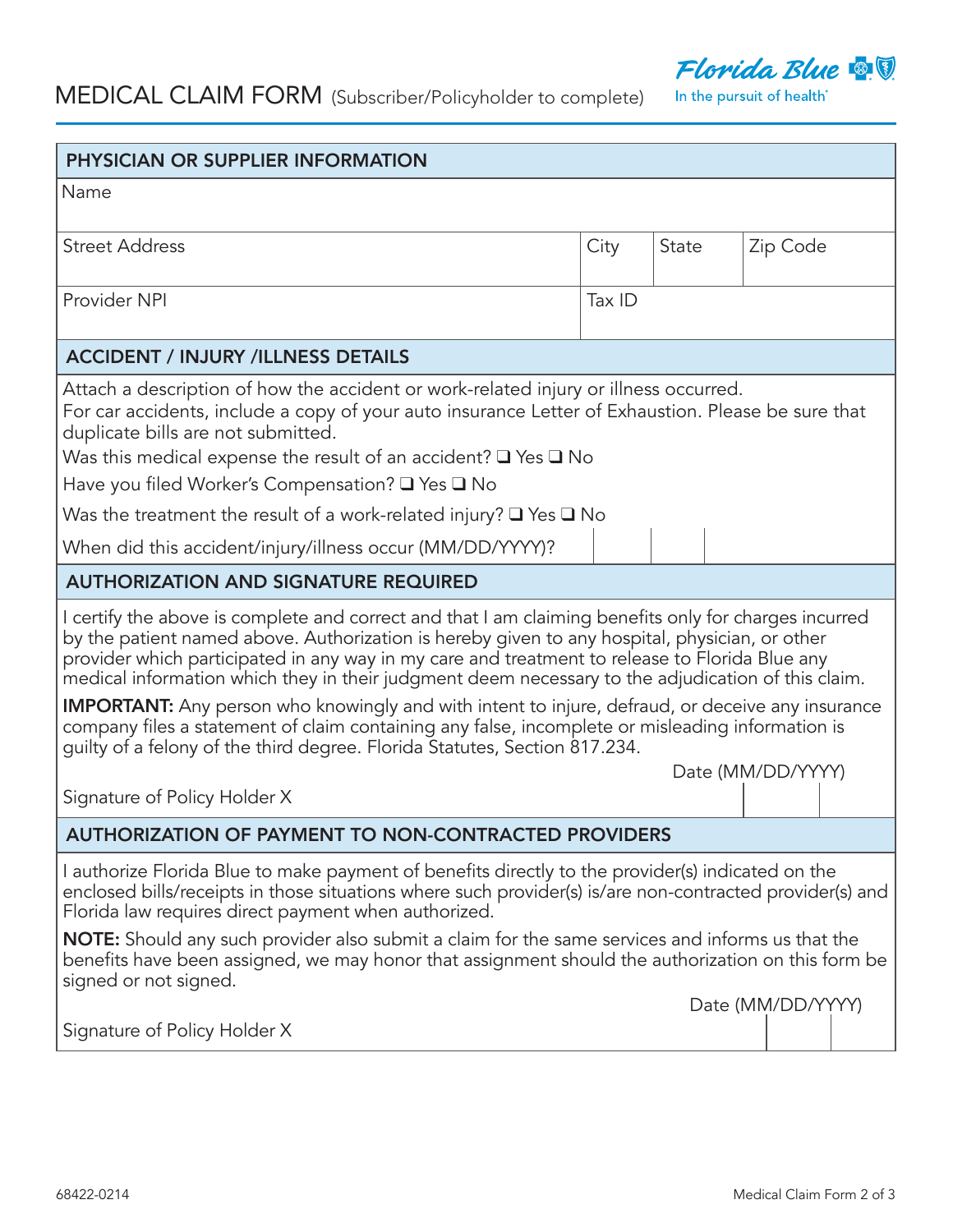# MEDICAL CLAIM FORM (Subscriber/Policyholder to complete)

Florida Blue
In the pursuit of health®

## PHYSICIAN OR SUPPLIER INFORMATION

| Name | | | |
|---|---|---|---|
| Street Address | City | State | Zip Code |
| Provider NPI | Tax ID | | |

## ACCIDENT / INJURY /ILLNESS DETAILS

Attach a description of how the accident or work-related injury or illness occurred.
For car accidents, include a copy of your auto insurance Letter of Exhaustion. Please be sure that duplicate bills are not submitted.

Was this medical expense the result of an accident? ❑ Yes ❑ No

Have you filed Worker's Compensation? ❑ Yes ❑ No

Was the treatment the result of a work-related injury? ❑ Yes ❑ No

When did this accident/injury/illness occur (MM/DD/YYYY)?

## AUTHORIZATION AND SIGNATURE REQUIRED

I certify the above is complete and correct and that I am claiming benefits only for charges incurred by the patient named above. Authorization is hereby given to any hospital, physician, or other provider which participated in any way in my care and treatment to release to Florida Blue any medical information which they in their judgment deem necessary to the adjudication of this claim.

**IMPORTANT:** Any person who knowingly and with intent to injure, defraud, or deceive any insurance company files a statement of claim containing any false, incomplete or misleading information is guilty of a felony of the third degree. Florida Statutes, Section 817.234.

Signature of Policy Holder X

Date (MM/DD/YYYY)

## AUTHORIZATION OF PAYMENT TO NON-CONTRACTED PROVIDERS

I authorize Florida Blue to make payment of benefits directly to the provider(s) indicated on the enclosed bills/receipts in those situations where such provider(s) is/are non-contracted provider(s) and Florida law requires direct payment when authorized.

**NOTE:** Should any such provider also submit a claim for the same services and informs us that the benefits have been assigned, we may honor that assignment should the authorization on this form be signed or not signed.

Signature of Policy Holder X

Date (MM/DD/YYYY)

68422-0214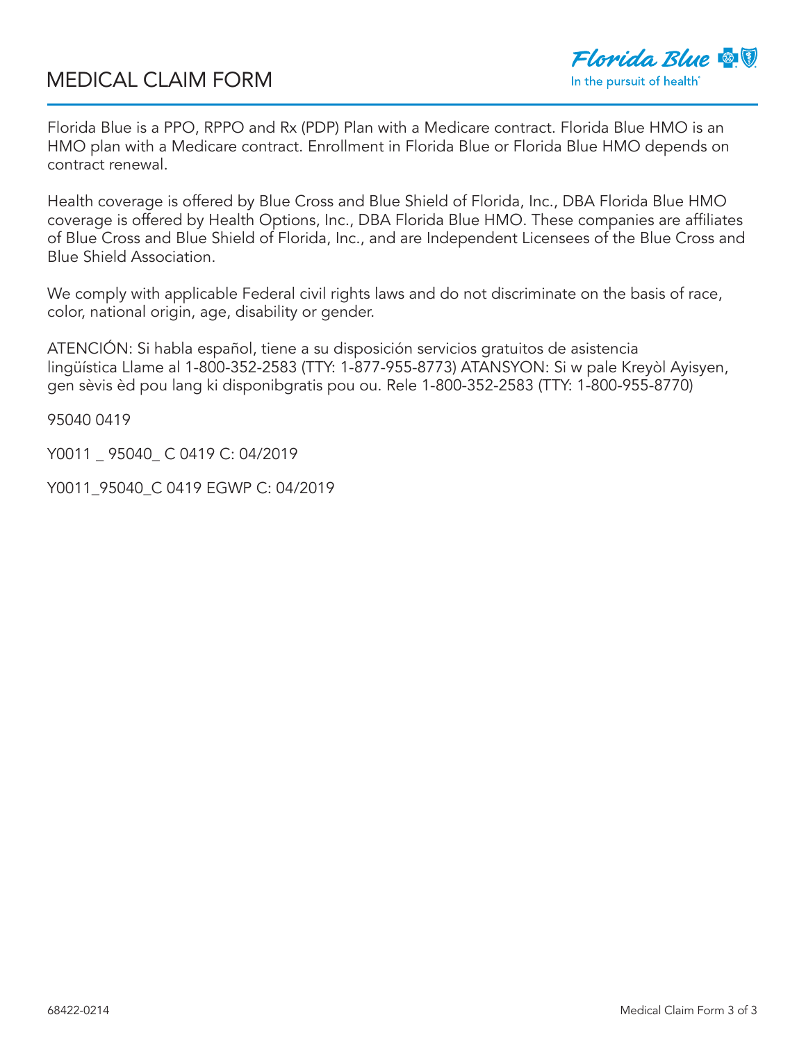# MEDICAL CLAIM FORM

Florida Blue
In the pursuit of health®

Florida Blue is a PPO, RPPO and Rx (PDP) Plan with a Medicare contract. Florida Blue HMO is an HMO plan with a Medicare contract. Enrollment in Florida Blue or Florida Blue HMO depends on contract renewal.

Health coverage is offered by Blue Cross and Blue Shield of Florida, Inc., DBA Florida Blue HMO coverage is offered by Health Options, Inc., DBA Florida Blue HMO. These companies are affiliates of Blue Cross and Blue Shield of Florida, Inc., and are Independent Licensees of the Blue Cross and Blue Shield Association.

We comply with applicable Federal civil rights laws and do not discriminate on the basis of race, color, national origin, age, disability or gender.

ATENCIÓN: Si habla español, tiene a su disposición servicios gratuitos de asistencia lingüística Llame al 1-800-352-2583 (TTY: 1-877-955-8773) ATANSYON: Si w pale Kreyòl Ayisyen, gen sèvis èd pou lang ki disponibgratis pou ou. Rele 1-800-352-2583 (TTY: 1-800-955-8770)

95040 0419

Y0011 _ 95040_ C 0419 C: 04/2019

Y0011_95040_C 0419 EGWP C: 04/2019

68422-0214